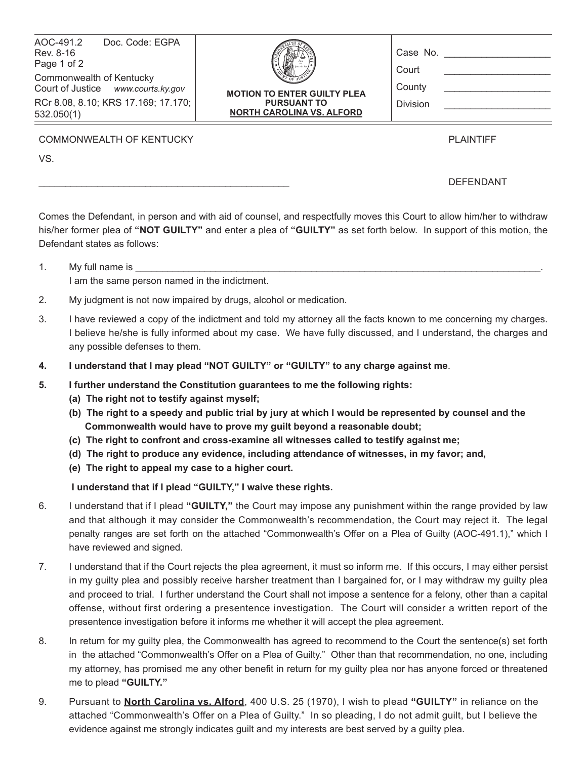AOC-491.2 Doc. Code: EGPA
Rev. 8-16

Commonwealth of Kentucky
Court of Justice *www.courts.ky.gov*
RCr 8.08, 8.10; KRS 17.169; 17.170; 532.050(1)

**MOTION TO ENTER GUILTY PLEA PURSUANT TO NORTH CAROLINA VS. ALFORD**

Case No. ____________________
Court ____________________
County ____________________
Division ____________________

COMMONWEALTH OF KENTUCKY PLAINTIFF

VS.

_______________________________________________ DEFENDANT

Comes the Defendant, in person and with aid of counsel, and respectfully moves this Court to allow him/her to withdraw his/her former plea of **"NOT GUILTY"** and enter a plea of **"GUILTY"** as set forth below. In support of this motion, the Defendant states as follows:

1. My full name is _______________________________________________________________________________.
   I am the same person named in the indictment.
2. My judgment is not now impaired by drugs, alcohol or medication.
3. I have reviewed a copy of the indictment and told my attorney all the facts known to me concerning my charges. I believe he/she is fully informed about my case. We have fully discussed, and I understand, the charges and any possible defenses to them.
4. **I understand that I may plead "NOT GUILTY" or "GUILTY" to any charge against me**.
5. **I further understand the Constitution guarantees to me the following rights:**
   **(a) The right not to testify against myself;**
   **(b) The right to a speedy and public trial by jury at which I would be represented by counsel and the Commonwealth would have to prove my guilt beyond a reasonable doubt;**
   **(c) The right to confront and cross-examine all witnesses called to testify against me;**
   **(d) The right to produce any evidence, including attendance of witnesses, in my favor; and,**
   **(e) The right to appeal my case to a higher court.**

   **I understand that if I plead "GUILTY," I waive these rights.**
6. I understand that if I plead **"GUILTY,"** the Court may impose any punishment within the range provided by law and that although it may consider the Commonwealth's recommendation, the Court may reject it. The legal penalty ranges are set forth on the attached "Commonwealth's Offer on a Plea of Guilty (AOC-491.1)," which I have reviewed and signed.
7. I understand that if the Court rejects the plea agreement, it must so inform me. If this occurs, I may either persist in my guilty plea and possibly receive harsher treatment than I bargained for, or I may withdraw my guilty plea and proceed to trial. I further understand the Court shall not impose a sentence for a felony, other than a capital offense, without first ordering a presentence investigation. The Court will consider a written report of the presentence investigation before it informs me whether it will accept the plea agreement.
8. In return for my guilty plea, the Commonwealth has agreed to recommend to the Court the sentence(s) set forth in the attached "Commonwealth's Offer on a Plea of Guilty." Other than that recommendation, no one, including my attorney, has promised me any other benefit in return for my guilty plea nor has anyone forced or threatened me to plead **"GUILTY."**
9. Pursuant to **North Carolina vs. Alford**, 400 U.S. 25 (1970), I wish to plead **"GUILTY"** in reliance on the attached "Commonwealth's Offer on a Plea of Guilty." In so pleading, I do not admit guilt, but I believe the evidence against me strongly indicates guilt and my interests are best served by a guilty plea.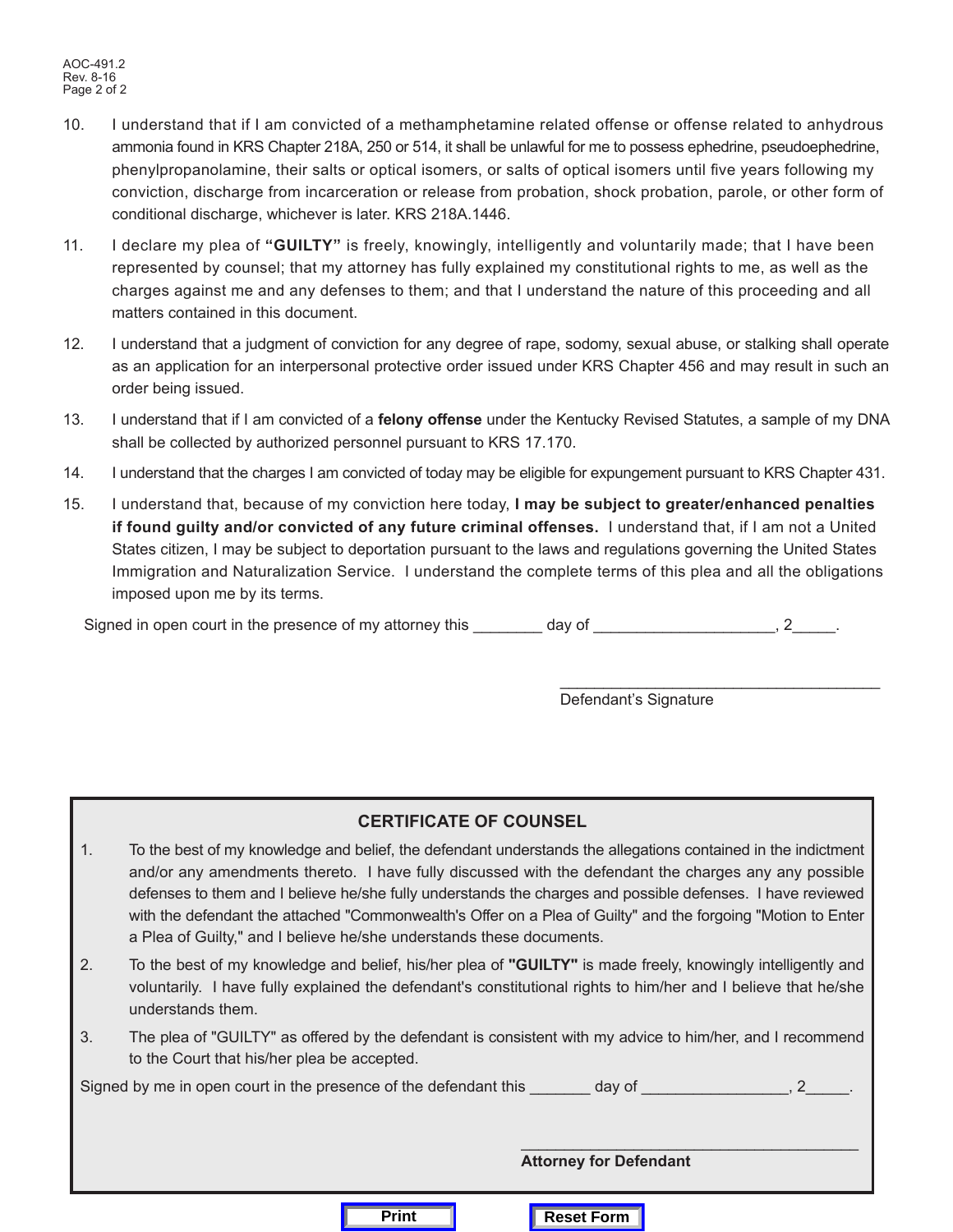10. I understand that if I am convicted of a methamphetamine related offense or offense related to anhydrous ammonia found in KRS Chapter 218A, 250 or 514, it shall be unlawful for me to possess ephedrine, pseudoephedrine, phenylpropanolamine, their salts or optical isomers, or salts of optical isomers until five years following my conviction, discharge from incarceration or release from probation, shock probation, parole, or other form of conditional discharge, whichever is later. KRS 218A.1446.

11. I declare my plea of **"GUILTY"** is freely, knowingly, intelligently and voluntarily made; that I have been represented by counsel; that my attorney has fully explained my constitutional rights to me, as well as the charges against me and any defenses to them; and that I understand the nature of this proceeding and all matters contained in this document.

12. I understand that a judgment of conviction for any degree of rape, sodomy, sexual abuse, or stalking shall operate as an application for an interpersonal protective order issued under KRS Chapter 456 and may result in such an order being issued.

13. I understand that if I am convicted of a **felony offense** under the Kentucky Revised Statutes, a sample of my DNA shall be collected by authorized personnel pursuant to KRS 17.170.

14. I understand that the charges I am convicted of today may be eligible for expungement pursuant to KRS Chapter 431.

15. I understand that, because of my conviction here today, **I may be subject to greater/enhanced penalties if found guilty and/or convicted of any future criminal offenses.** I understand that, if I am not a United States citizen, I may be subject to deportation pursuant to the laws and regulations governing the United States Immigration and Naturalization Service. I understand the complete terms of this plea and all the obligations imposed upon me by its terms.

Signed in open court in the presence of my attorney this ________ day of ____________________, 2_____.

_____________________________________
Defendant's Signature

## CERTIFICATE OF COUNSEL

1. To the best of my knowledge and belief, the defendant understands the allegations contained in the indictment and/or any amendments thereto. I have fully discussed with the defendant the charges any any possible defenses to them and I believe he/she fully understands the charges and possible defenses. I have reviewed with the defendant the attached "Commonwealth's Offer on a Plea of Guilty" and the forgoing "Motion to Enter a Plea of Guilty," and I believe he/she understands these documents.

2. To the best of my knowledge and belief, his/her plea of **"GUILTY"** is made freely, knowingly intelligently and voluntarily. I have fully explained the defendant's constitutional rights to him/her and I believe that he/she understands them.

3. The plea of "GUILTY" as offered by the defendant is consistent with my advice to him/her, and I recommend to the Court that his/her plea be accepted.

Signed by me in open court in the presence of the defendant this _______ day of ________________, 2_____.

_____________________________________
**Attorney for Defendant**

Print    Reset Form